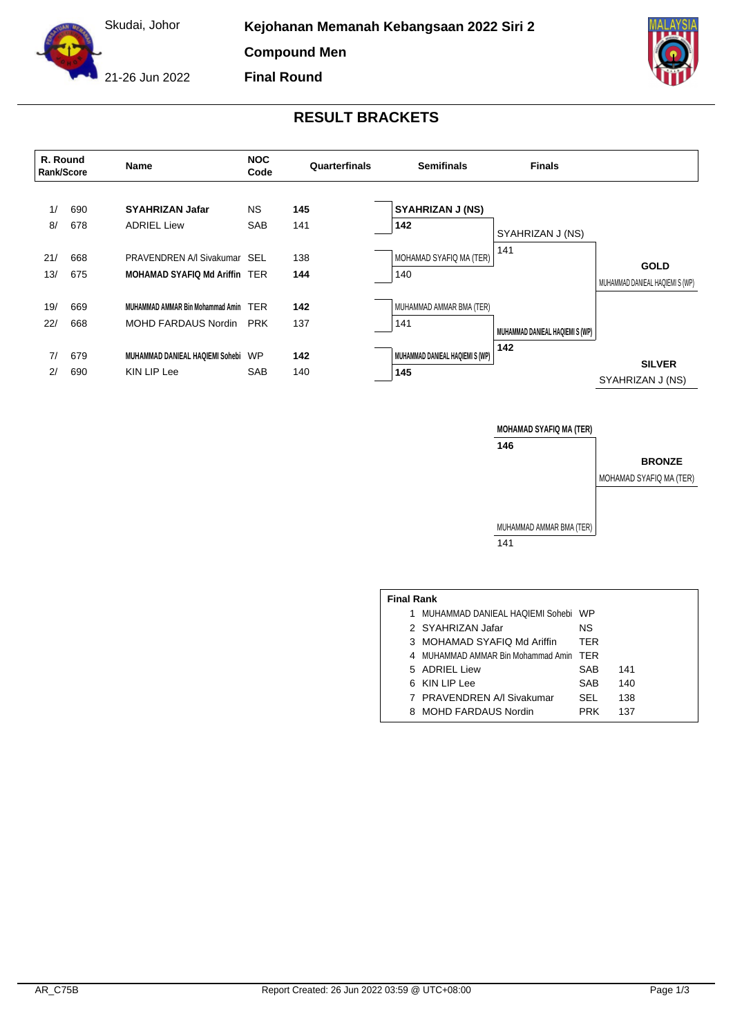Skudai, Johor

21-26 Jun 2022

**Kejohanan Memanah Kebangsaan 2022 Siri 2**

**Compound Men**

**Final Round**

## RESULT BRACKETS

| R. Round Rank | Score | Name | NOC Code | Quarterfinals |
|---|---|---|---|---|
| 1/ | 690 | **SYAHRIZAN Jafar** | NS | **145** |
| 8/ | 678 | ADRIEL Liew | SAB | 141 |
| 21/ | 668 | PRAVENDREN A/l Sivakumar | SEL | 138 |
| 13/ | 675 | **MOHAMAD SYAFIQ Md Ariffin** | TER | **144** |
| 19/ | 669 | **MUHAMMAD AMMAR Bin Mohammad Amin** | TER | **142** |
| 22/ | 668 | MOHD FARDAUS Nordin | PRK | 137 |
| 7/ | 679 | **MUHAMMAD DANIEAL HAQIEMI Sohebi** | WP | **142** |
| 2/ | 690 | KIN LIP Lee | SAB | 140 |

**Semifinals**

| Name | Score |
|---|---|
| **SYAHRIZAN J (NS)** | **142** |
| MOHAMAD SYAFIQ MA (TER) | 140 |
| MUHAMMAD AMMAR BMA (TER) | 141 |
| **MUHAMMAD DANIEAL HAQIEMI S (WP)** | **145** |

**Finals**

| Name | Score |
|---|---|
| SYAHRIZAN J (NS) | 141 |
| **MUHAMMAD DANIEAL HAQIEMI S (WP)** | **142** |

**GOLD**: MUHAMMAD DANIEAL HAQIEMI S (WP)

**SILVER**: SYAHRIZAN J (NS)

**Bronze Match**

| Name | Score |
|---|---|
| **MOHAMAD SYAFIQ MA (TER)** | **146** |
| MUHAMMAD AMMAR BMA (TER) | 141 |

**BRONZE**: MOHAMAD SYAFIQ MA (TER)

**Final Rank**

| Rank | Name | NOC | Score |
|---|---|---|---|
| 1 | MUHAMMAD DANIEAL HAQIEMI Sohebi | WP | |
| 2 | SYAHRIZAN Jafar | NS | |
| 3 | MOHAMAD SYAFIQ Md Ariffin | TER | |
| 4 | MUHAMMAD AMMAR Bin Mohammad Amin | TER | |
| 5 | ADRIEL Liew | SAB | 141 |
| 6 | KIN LIP Lee | SAB | 140 |
| 7 | PRAVENDREN A/l Sivakumar | SEL | 138 |
| 8 | MOHD FARDAUS Nordin | PRK | 137 |

AR_C75B    Report Created: 26 Jun 2022 03:59 @ UTC+08:00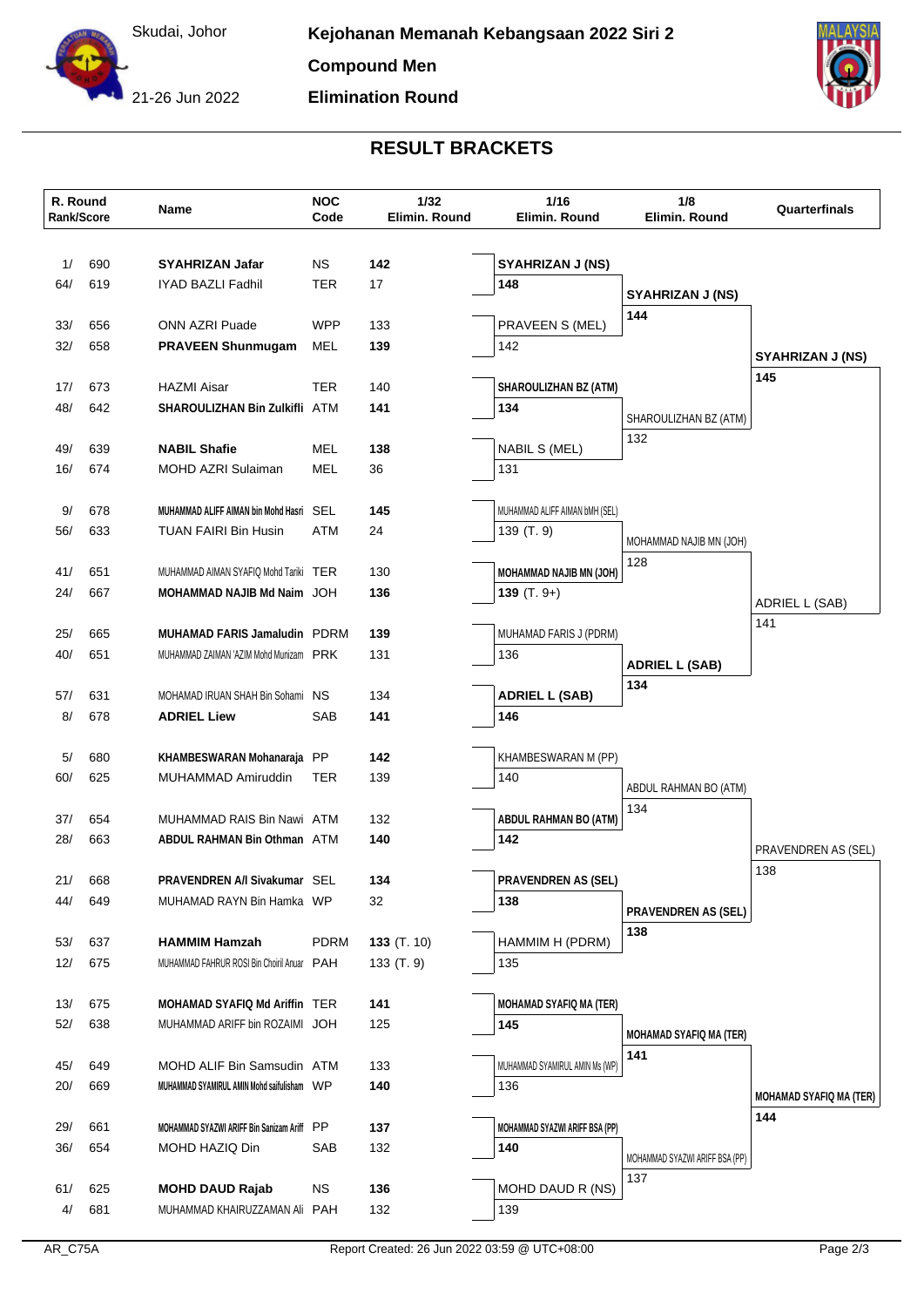Skudai, Johor

21-26 Jun 2022

# Kejohanan Memanah Kebangsaan 2022 Siri 2

**Compound Men**

**Elimination Round**

## RESULT BRACKETS

| R. Round Rank | Score | Name | NOC Code | 1/32 Elimin. Round | 1/16 Elimin. Round | 1/8 Elimin. Round | Quarterfinals |
|---|---|---|---|---|---|---|---|
| 1/ | 690 | **SYAHRIZAN Jafar** | NS | **142** | **SYAHRIZAN J (NS)** **148** | **SYAHRIZAN J (NS)** **144** | **SYAHRIZAN J (NS)** **145** |
| 64/ | 619 | IYAD BAZLI Fadhil | TER | 17 | | | |
| 33/ | 656 | ONN AZRI Puade | WPP | 133 | PRAVEEN S (MEL) 142 | | |
| 32/ | 658 | **PRAVEEN Shunmugam** | MEL | **139** | | | |
| 17/ | 673 | HAZMI Aisar | TER | 140 | **SHAROULIZHAN BZ (ATM)** **134** | SHAROULIZHAN BZ (ATM) 132 | |
| 48/ | 642 | **SHAROULIZHAN Bin Zulkifli** | ATM | **141** | | | |
| 49/ | 639 | **NABIL Shafie** | MEL | **138** | NABIL S (MEL) 131 | | |
| 16/ | 674 | MOHD AZRI Sulaiman | MEL | 36 | | | |
| 9/ | 678 | **MUHAMMAD ALIFF AIMAN bin Mohd Hasri** | SEL | **145** | MUHAMMAD ALIFF AIMAN bMH (SEL) 139 (T. 9) | MOHAMMAD NAJIB MN (JOH) 128 | ADRIEL L (SAB) 141 |
| 56/ | 633 | TUAN FAIRI Bin Husin | ATM | 24 | | | |
| 41/ | 651 | MUHAMMAD AIMAN SYAFIQ Mohd Tariki | TER | 130 | **MOHAMMAD NAJIB MN (JOH)** **139** (T. 9+) | | |
| 24/ | 667 | **MOHAMMAD NAJIB Md Naim** | JOH | **136** | | | |
| 25/ | 665 | **MUHAMAD FARIS Jamaludin** | PDRM | **139** | MUHAMAD FARIS J (PDRM) 136 | **ADRIEL L (SAB)** **134** | |
| 40/ | 651 | MUHAMMAD ZAIMAN 'AZIM Mohd Munizam | PRK | 131 | | | |
| 57/ | 631 | MOHAMAD IRUAN SHAH Bin Sohami | NS | 134 | **ADRIEL L (SAB)** **146** | | |
| 8/ | 678 | **ADRIEL Liew** | SAB | **141** | | | |
| 5/ | 680 | **KHAMBESWARAN Mohanaraja** | PP | **142** | KHAMBESWARAN M (PP) 140 | ABDUL RAHMAN BO (ATM) 134 | PRAVENDREN AS (SEL) 138 |
| 60/ | 625 | MUHAMMAD Amiruddin | TER | 139 | | | |
| 37/ | 654 | MUHAMMAD RAIS Bin Nawi | ATM | 132 | **ABDUL RAHMAN BO (ATM)** **142** | | |
| 28/ | 663 | **ABDUL RAHMAN Bin Othman** | ATM | **140** | | | |
| 21/ | 668 | **PRAVENDREN A/l Sivakumar** | SEL | **134** | **PRAVENDREN AS (SEL)** **138** | **PRAVENDREN AS (SEL)** **138** | |
| 44/ | 649 | MUHAMAD RAYN Bin Hamka | WP | 32 | | | |
| 53/ | 637 | **HAMMIM Hamzah** | PDRM | **133** (T. 10) | HAMMIM H (PDRM) 135 | | |
| 12/ | 675 | MUHAMMAD FAHRUR ROSI Bin Choiril Anuar | PAH | 133 (T. 9) | | | |
| 13/ | 675 | **MOHAMAD SYAFIQ Md Ariffin** | TER | **141** | **MOHAMAD SYAFIQ MA (TER)** **145** | **MOHAMAD SYAFIQ MA (TER)** **141** | **MOHAMAD SYAFIQ MA (TER)** **144** |
| 52/ | 638 | MUHAMMAD ARIFF bin ROZAIMI | JOH | 125 | | | |
| 45/ | 649 | MOHD ALIF Bin Samsudin | ATM | 133 | MUHAMMAD SYAMIRUL AMIN Ms (WP) 136 | | |
| 20/ | 669 | **MUHAMMAD SYAMIRUL AMIN Mohd saifulisham** | WP | **140** | | | |
| 29/ | 661 | **MOHAMMAD SYAZWI ARIFF Bin Sanizam Ariff** | PP | **137** | **MOHAMMAD SYAZWI ARIFF BSA (PP)** **140** | MOHAMMAD SYAZWI ARIFF BSA (PP) 137 | |
| 36/ | 654 | MOHD HAZIQ Din | SAB | 132 | | | |
| 61/ | 625 | **MOHD DAUD Rajab** | NS | **136** | MOHD DAUD R (NS) 139 | | |
| 4/ | 681 | MUHAMMAD KHAIRUZZAMAN Ali | PAH | 132 | | | |

AR_C75A

Report Created: 26 Jun 2022 03:59 @ UTC+08:00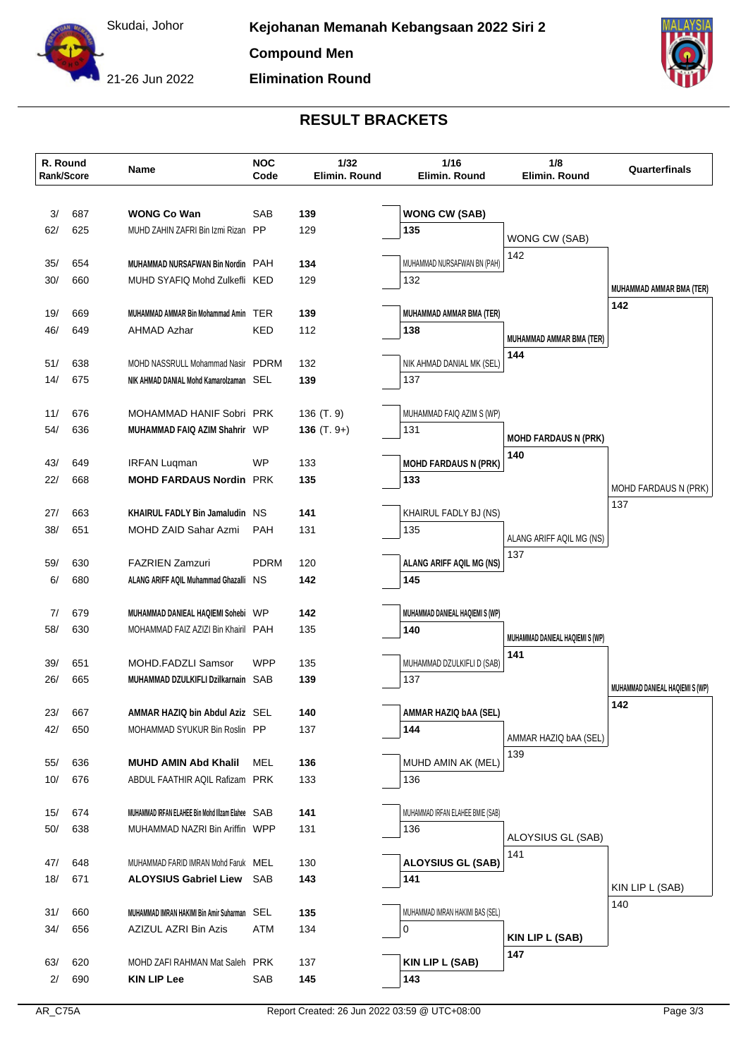Skudai, Johor

21-26 Jun 2022

**Kejohanan Memanah Kebangsaan 2022 Siri 2**

**Compound Men**

**Elimination Round**

## RESULT BRACKETS

| R. Round Rank/Score | | Name | NOC Code | 1/32 Elimin. Round | 1/16 Elimin. Round | 1/8 Elimin. Round | Quarterfinals |
|---|---|---|---|---|---|---|---|
| 3/ | 687 | **WONG Co Wan** | SAB | **139** | **WONG CW (SAB)** | | |
| 62/ | 625 | MUHD ZAHIN ZAFRI Bin Izmi Rizan | PP | 129 | 135 | WONG CW (SAB) | |
| 35/ | 654 | **MUHAMMAD NURSAFWAN Bin Nordin** | PAH | **134** | MUHAMMAD NURSAFWAN BN (PAH) | 142 | |
| 30/ | 660 | MUHD SYAFIQ Mohd Zulkefli | KED | 129 | 132 | | **MUHAMMAD AMMAR BMA (TER)** |
| 19/ | 669 | **MUHAMMAD AMMAR Bin Mohammad Amin** | TER | **139** | **MUHAMMAD AMMAR BMA (TER)** | | **142** |
| 46/ | 649 | AHMAD Azhar | KED | 112 | **138** | **MUHAMMAD AMMAR BMA (TER)** | |
| 51/ | 638 | MOHD NASSRULL Mohammad Nasir | PDRM | 132 | NIK AHMAD DANIAL MK (SEL) | **144** | |
| 14/ | 675 | **NIK AHMAD DANIAL Mohd Kamarolzaman** | SEL | **139** | 137 | | |
| 11/ | 676 | MOHAMMAD HANIF Sobri | PRK | 136 (T. 9) | MUHAMMAD FAIQ AZIM S (WP) | | |
| 54/ | 636 | **MUHAMMAD FAIQ AZIM Shahrir** | WP | **136** (T. 9+) | 131 | **MOHD FARDAUS N (PRK)** | |
| 43/ | 649 | IRFAN Luqman | WP | 133 | **MOHD FARDAUS N (PRK)** | **140** | |
| 22/ | 668 | **MOHD FARDAUS Nordin** | PRK | **135** | **133** | | MOHD FARDAUS N (PRK) |
| 27/ | 663 | **KHAIRUL FADLY Bin Jamaludin** | NS | **141** | KHAIRUL FADLY BJ (NS) | | 137 |
| 38/ | 651 | MOHD ZAID Sahar Azmi | PAH | 131 | 135 | ALANG ARIFF AQIL MG (NS) | |
| 59/ | 630 | FAZRIEN Zamzuri | PDRM | 120 | **ALANG ARIFF AQIL MG (NS)** | 137 | |
| 6/ | 680 | **ALANG ARIFF AQIL Muhammad Ghazalli** | NS | **142** | **145** | | |
| 7/ | 679 | **MUHAMMAD DANIEAL HAQIEMI Sohebi** | WP | **142** | **MUHAMMAD DANIEAL HAQIEMI S (WP)** | | |
| 58/ | 630 | MOHAMMAD FAIZ AZIZI Bin Khairil | PAH | 135 | **140** | **MUHAMMAD DANIEAL HAQIEMI S (WP)** | |
| 39/ | 651 | MOHD.FADZLI Samsor | WPP | 135 | MUHAMMAD DZULKIFLI D (SAB) | **141** | |
| 26/ | 665 | **MUHAMMAD DZULKIFLI Dzilkarnain** | SAB | **139** | 137 | | **MUHAMMAD DANIEAL HAQIEMI S (WP)** |
| 23/ | 667 | **AMMAR HAZIQ bin Abdul Aziz** | SEL | **140** | **AMMAR HAZIQ bAA (SEL)** | | **142** |
| 42/ | 650 | MOHAMMAD SYUKUR Bin Roslin | PP | 137 | **144** | AMMAR HAZIQ bAA (SEL) | |
| 55/ | 636 | **MUHD AMIN Abd Khalil** | MEL | **136** | MUHD AMIN AK (MEL) | 139 | |
| 10/ | 676 | ABDUL FAATHIR AQIL Rafizam | PRK | 133 | 136 | | |
| 15/ | 674 | **MUHAMMAD IRFAN ELAHEE Bin Mohd Illzam Elahee** | SAB | **141** | MUHAMMAD IRFAN ELAHEE BMIE (SAB) | | |
| 50/ | 638 | MUHAMMAD NAZRI Bin Ariffin | WPP | 131 | 136 | ALOYSIUS GL (SAB) | |
| 47/ | 648 | MUHAMMAD FARID IMRAN Mohd Faruk | MEL | 130 | **ALOYSIUS GL (SAB)** | 141 | |
| 18/ | 671 | **ALOYSIUS Gabriel Liew** | SAB | **143** | **141** | | KIN LIP L (SAB) |
| 31/ | 660 | **MUHAMMAD IMRAN HAKIMI Bin Amir Suharman** | SEL | **135** | MUHAMMAD IMRAN HAKIMI BAS (SEL) | | 140 |
| 34/ | 656 | AZIZUL AZRI Bin Azis | ATM | 134 | 0 | **KIN LIP L (SAB)** | |
| 63/ | 620 | MOHD ZAFI RAHMAN Mat Saleh | PRK | 137 | **KIN LIP L (SAB)** | **147** | |
| 2/ | 690 | **KIN LIP Lee** | SAB | **145** | **143** | | |

AR_C75A

Report Created: 26 Jun 2022 03:59 @ UTC+08:00